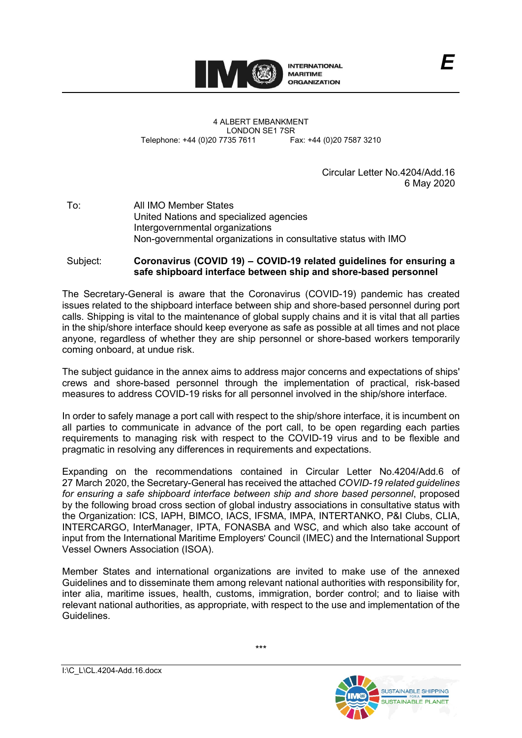INTERNATIONAL MARITIME ORGANIZATION

E

4 ALBERT EMBANKMENT
LONDON SE1 7SR
Telephone: +44 (0)20 7735 7611 Fax: +44 (0)20 7587 3210

Circular Letter No.4204/Add.16
6 May 2020

To: All IMO Member States
United Nations and specialized agencies
Intergovernmental organizations
Non-governmental organizations in consultative status with IMO

Subject: **Coronavirus (COVID 19) – COVID-19 related guidelines for ensuring a safe shipboard interface between ship and shore-based personnel**

The Secretary-General is aware that the Coronavirus (COVID-19) pandemic has created issues related to the shipboard interface between ship and shore-based personnel during port calls. Shipping is vital to the maintenance of global supply chains and it is vital that all parties in the ship/shore interface should keep everyone as safe as possible at all times and not place anyone, regardless of whether they are ship personnel or shore-based workers temporarily coming onboard, at undue risk.

The subject guidance in the annex aims to address major concerns and expectations of ships' crews and shore-based personnel through the implementation of practical, risk-based measures to address COVID-19 risks for all personnel involved in the ship/shore interface.

In order to safely manage a port call with respect to the ship/shore interface, it is incumbent on all parties to communicate in advance of the port call, to be open regarding each parties requirements to managing risk with respect to the COVID-19 virus and to be flexible and pragmatic in resolving any differences in requirements and expectations.

Expanding on the recommendations contained in Circular Letter No.4204/Add.6 of 27 March 2020, the Secretary-General has received the attached *COVID-19 related guidelines for ensuring a safe shipboard interface between ship and shore based personnel*, proposed by the following broad cross section of global industry associations in consultative status with the Organization: ICS, IAPH, BIMCO, IACS, IFSMA, IMPA, INTERTANKO, P&I Clubs, CLIA, INTERCARGO, InterManager, IPTA, FONASBA and WSC, and which also take account of input from the International Maritime Employers' Council (IMEC) and the International Support Vessel Owners Association (ISOA).

Member States and international organizations are invited to make use of the annexed Guidelines and to disseminate them among relevant national authorities with responsibility for, inter alia, maritime issues, health, customs, immigration, border control; and to liaise with relevant national authorities, as appropriate, with respect to the use and implementation of the Guidelines.

\*\*\*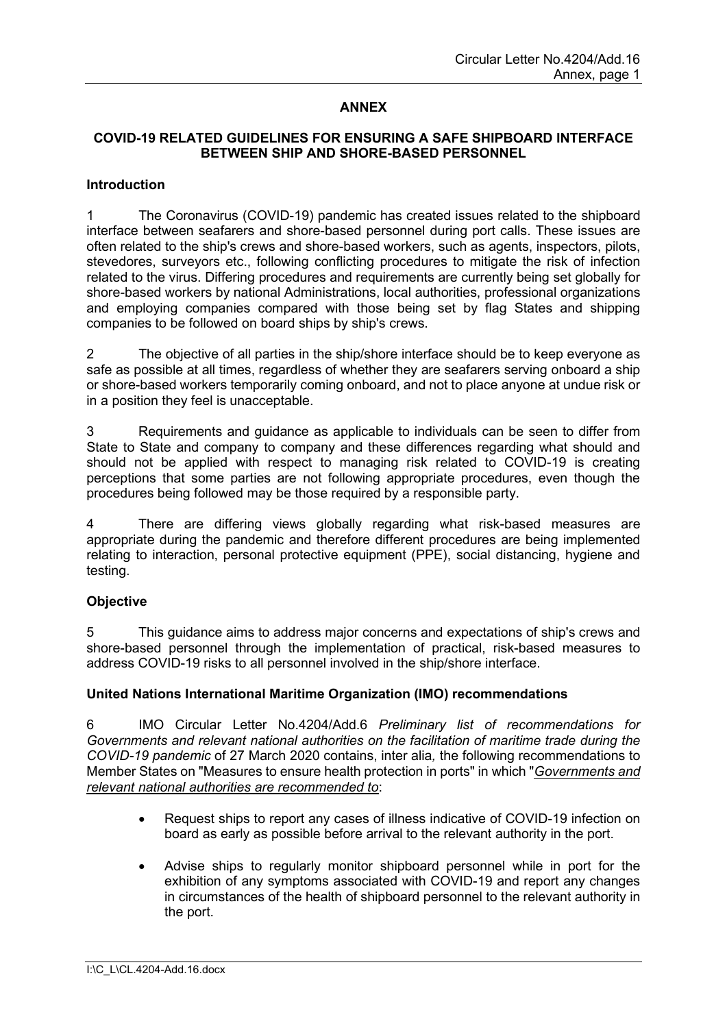## ANNEX

## COVID-19 RELATED GUIDELINES FOR ENSURING A SAFE SHIPBOARD INTERFACE BETWEEN SHIP AND SHORE-BASED PERSONNEL

### Introduction

1 The Coronavirus (COVID-19) pandemic has created issues related to the shipboard interface between seafarers and shore-based personnel during port calls. These issues are often related to the ship's crews and shore-based workers, such as agents, inspectors, pilots, stevedores, surveyors etc., following conflicting procedures to mitigate the risk of infection related to the virus. Differing procedures and requirements are currently being set globally for shore-based workers by national Administrations, local authorities, professional organizations and employing companies compared with those being set by flag States and shipping companies to be followed on board ships by ship's crews.

2 The objective of all parties in the ship/shore interface should be to keep everyone as safe as possible at all times, regardless of whether they are seafarers serving onboard a ship or shore-based workers temporarily coming onboard, and not to place anyone at undue risk or in a position they feel is unacceptable.

3 Requirements and guidance as applicable to individuals can be seen to differ from State to State and company to company and these differences regarding what should and should not be applied with respect to managing risk related to COVID-19 is creating perceptions that some parties are not following appropriate procedures, even though the procedures being followed may be those required by a responsible party.

4 There are differing views globally regarding what risk-based measures are appropriate during the pandemic and therefore different procedures are being implemented relating to interaction, personal protective equipment (PPE), social distancing, hygiene and testing.

### Objective

5 This guidance aims to address major concerns and expectations of ship's crews and shore-based personnel through the implementation of practical, risk-based measures to address COVID-19 risks to all personnel involved in the ship/shore interface.

### United Nations International Maritime Organization (IMO) recommendations

6 IMO Circular Letter No.4204/Add.6 *Preliminary list of recommendations for Governments and relevant national authorities on the facilitation of maritime trade during the COVID-19 pandemic* of 27 March 2020 contains, inter alia*,* the following recommendations to Member States on "Measures to ensure health protection in ports" in which "*Governments and relevant national authorities are recommended to*:

- Request ships to report any cases of illness indicative of COVID-19 infection on board as early as possible before arrival to the relevant authority in the port.
- Advise ships to regularly monitor shipboard personnel while in port for the exhibition of any symptoms associated with COVID-19 and report any changes in circumstances of the health of shipboard personnel to the relevant authority in the port.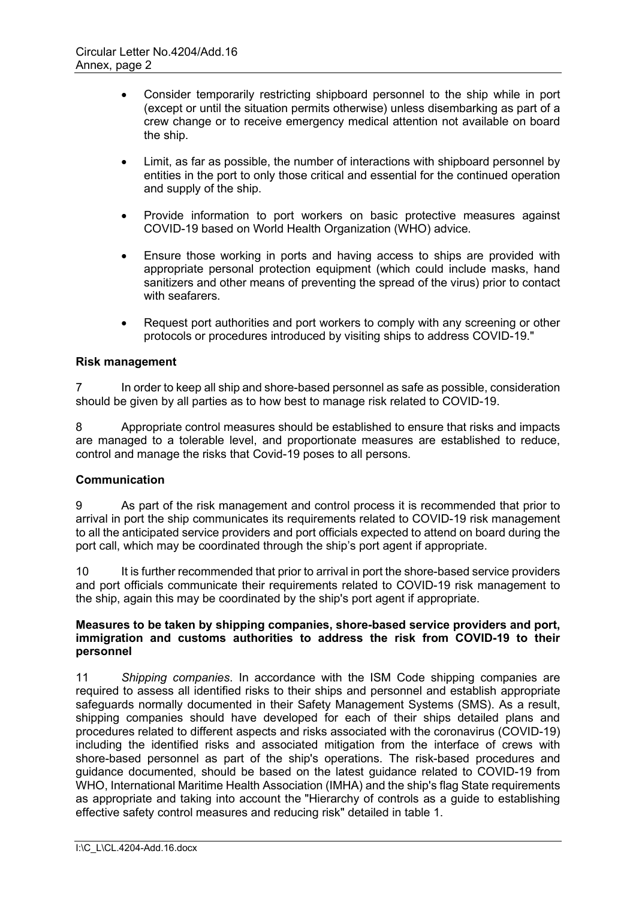- Consider temporarily restricting shipboard personnel to the ship while in port (except or until the situation permits otherwise) unless disembarking as part of a crew change or to receive emergency medical attention not available on board the ship.

- Limit, as far as possible, the number of interactions with shipboard personnel by entities in the port to only those critical and essential for the continued operation and supply of the ship.

- Provide information to port workers on basic protective measures against COVID-19 based on World Health Organization (WHO) advice.

- Ensure those working in ports and having access to ships are provided with appropriate personal protection equipment (which could include masks, hand sanitizers and other means of preventing the spread of the virus) prior to contact with seafarers.

- Request port authorities and port workers to comply with any screening or other protocols or procedures introduced by visiting ships to address COVID-19."

**Risk management**

7 In order to keep all ship and shore-based personnel as safe as possible, consideration should be given by all parties as to how best to manage risk related to COVID-19.

8 Appropriate control measures should be established to ensure that risks and impacts are managed to a tolerable level, and proportionate measures are established to reduce, control and manage the risks that Covid-19 poses to all persons.

**Communication**

9 As part of the risk management and control process it is recommended that prior to arrival in port the ship communicates its requirements related to COVID-19 risk management to all the anticipated service providers and port officials expected to attend on board during the port call, which may be coordinated through the ship's port agent if appropriate.

10 It is further recommended that prior to arrival in port the shore-based service providers and port officials communicate their requirements related to COVID-19 risk management to the ship, again this may be coordinated by the ship's port agent if appropriate.

**Measures to be taken by shipping companies, shore-based service providers and port, immigration and customs authorities to address the risk from COVID-19 to their personnel**

11 *Shipping companies*. In accordance with the ISM Code shipping companies are required to assess all identified risks to their ships and personnel and establish appropriate safeguards normally documented in their Safety Management Systems (SMS). As a result, shipping companies should have developed for each of their ships detailed plans and procedures related to different aspects and risks associated with the coronavirus (COVID-19) including the identified risks and associated mitigation from the interface of crews with shore-based personnel as part of the ship's operations. The risk-based procedures and guidance documented, should be based on the latest guidance related to COVID-19 from WHO, International Maritime Health Association (IMHA) and the ship's flag State requirements as appropriate and taking into account the "Hierarchy of controls as a guide to establishing effective safety control measures and reducing risk" detailed in table 1.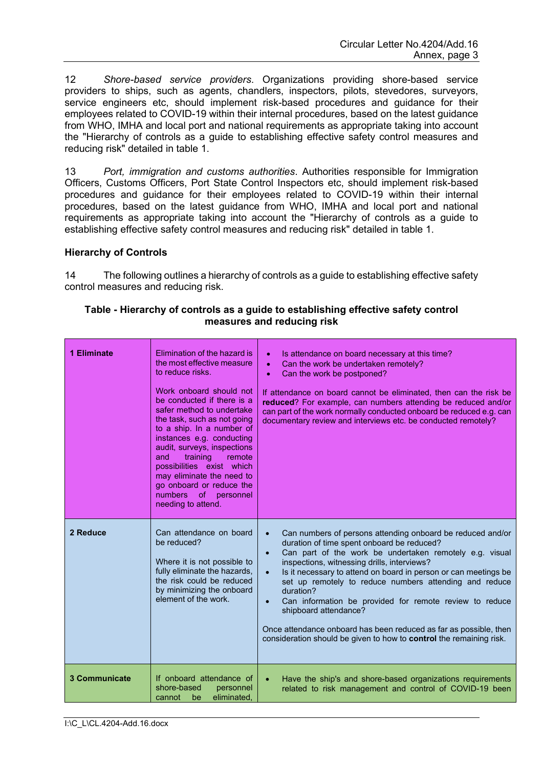12 *Shore-based service providers*. Organizations providing shore-based service providers to ships, such as agents, chandlers, inspectors, pilots, stevedores, surveyors, service engineers etc, should implement risk-based procedures and guidance for their employees related to COVID-19 within their internal procedures, based on the latest guidance from WHO, IMHA and local port and national requirements as appropriate taking into account the "Hierarchy of controls as a guide to establishing effective safety control measures and reducing risk" detailed in table 1.

13 *Port, immigration and customs authorities*. Authorities responsible for Immigration Officers, Customs Officers, Port State Control Inspectors etc, should implement risk-based procedures and guidance for their employees related to COVID-19 within their internal procedures, based on the latest guidance from WHO, IMHA and local port and national requirements as appropriate taking into account the "Hierarchy of controls as a guide to establishing effective safety control measures and reducing risk" detailed in table 1.

**Hierarchy of Controls**

14 The following outlines a hierarchy of controls as a guide to establishing effective safety control measures and reducing risk.

**Table - Hierarchy of controls as a guide to establishing effective safety control measures and reducing risk**

| | | |
|---|---|---|
| **1 Eliminate** | Elimination of the hazard is the most effective measure to reduce risks.<br><br>Work onboard should not be conducted if there is a safer method to undertake the task, such as not going to a ship. In a number of instances e.g. conducting audit, surveys, inspections and training remote possibilities exist which may eliminate the need to go onboard or reduce the numbers of personnel needing to attend. | • Is attendance on board necessary at this time?<br>• Can the work be undertaken remotely?<br>• Can the work be postponed?<br><br>If attendance on board cannot be eliminated, then can the risk be **reduced**? For example, can numbers attending be reduced and/or can part of the work normally conducted onboard be reduced e.g. can documentary review and interviews etc. be conducted remotely? |
| **2 Reduce** | Can attendance on board be reduced?<br><br>Where it is not possible to fully eliminate the hazards, the risk could be reduced by minimizing the onboard element of the work. | • Can numbers of persons attending onboard be reduced and/or duration of time spent onboard be reduced?<br>• Can part of the work be undertaken remotely e.g. visual inspections, witnessing drills, interviews?<br>• Is it necessary to attend on board in person or can meetings be set up remotely to reduce numbers attending and reduce duration?<br>• Can information be provided for remote review to reduce shipboard attendance?<br><br>Once attendance onboard has been reduced as far as possible, then consideration should be given to how to **control** the remaining risk. |
| **3 Communicate** | If onboard attendance of shore-based personnel cannot be eliminated, | • Have the ship's and shore-based organizations requirements related to risk management and control of COVID-19 been |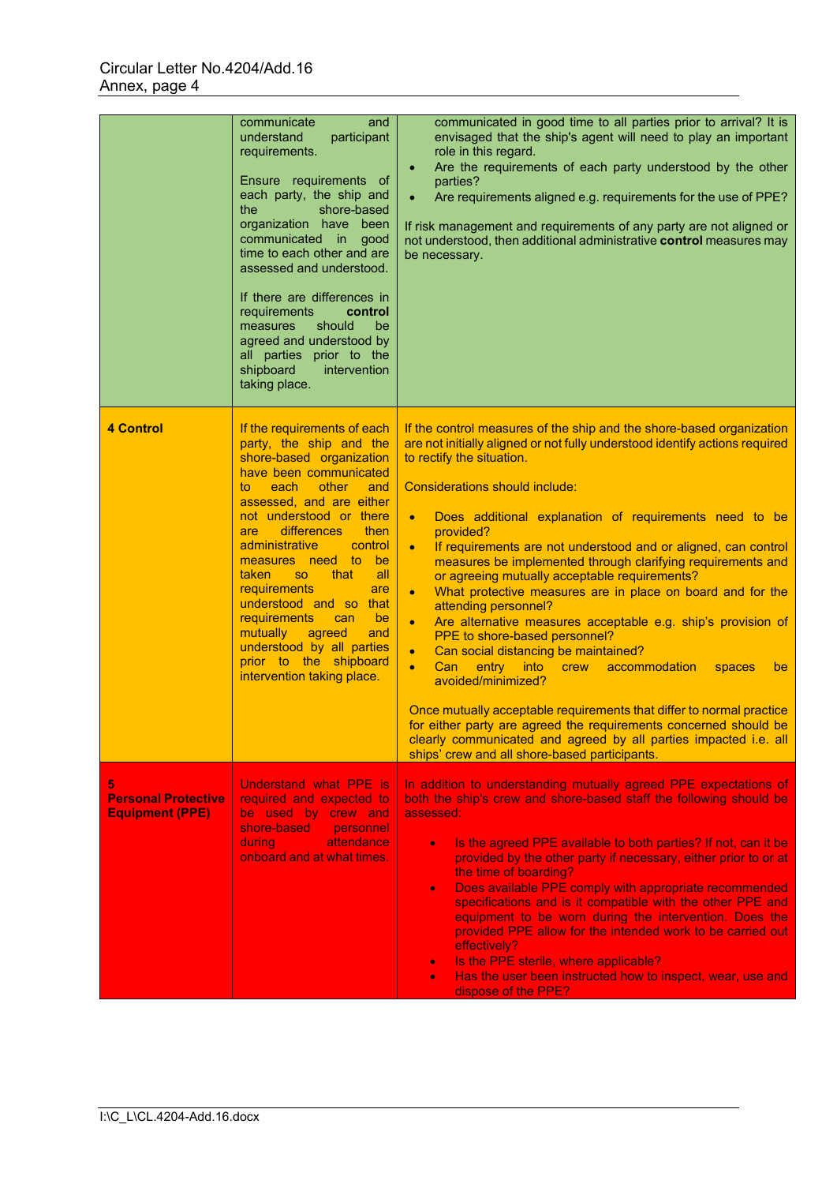| | | |
|---|---|---|
| | communicate and understand participant requirements.<br><br>Ensure requirements of each party, the ship and the shore-based organization have been communicated in good time to each other and are assessed and understood.<br><br>If there are differences in requirements **control** measures should be agreed and understood by all parties prior to the shipboard intervention taking place. | communicated in good time to all parties prior to arrival? It is envisaged that the ship's agent will need to play an important role in this regard.<br>• Are the requirements of each party understood by the other parties?<br>• Are requirements aligned e.g. requirements for the use of PPE?<br><br>If risk management and requirements of any party are not aligned or not understood, then additional administrative **control** measures may be necessary. |
| **4 Control** | If the requirements of each party, the ship and the shore-based organization have been communicated to each other and assessed, and are either not understood or there are differences then administrative control measures need to be taken so that all requirements are understood and so that requirements can be mutually agreed and understood by all parties prior to the shipboard intervention taking place. | If the control measures of the ship and the shore-based organization are not initially aligned or not fully understood identify actions required to rectify the situation.<br><br>Considerations should include:<br><br>• Does additional explanation of requirements need to be provided?<br>• If requirements are not understood and or aligned, can control measures be implemented through clarifying requirements and or agreeing mutually acceptable requirements?<br>• What protective measures are in place on board and for the attending personnel?<br>• Are alternative measures acceptable e.g. ship's provision of PPE to shore-based personnel?<br>• Can social distancing be maintained?<br>• Can entry into crew accommodation spaces be avoided/minimized?<br><br>Once mutually acceptable requirements that differ to normal practice for either party are agreed the requirements concerned should be clearly communicated and agreed by all parties impacted i.e. all ships' crew and all shore-based participants. |
| **5 Personal Protective Equipment (PPE)** | Understand what PPE is required and expected to be used by crew and shore-based personnel during attendance onboard and at what times. | In addition to understanding mutually agreed PPE expectations of both the ship's crew and shore-based staff the following should be assessed:<br><br>• Is the agreed PPE available to both parties? If not, can it be provided by the other party if necessary, either prior to or at the time of boarding?<br>• Does available PPE comply with appropriate recommended specifications and is it compatible with the other PPE and equipment to be worn during the intervention. Does the provided PPE allow for the intended work to be carried out effectively?<br>• Is the PPE sterile, where applicable?<br>• Has the user been instructed how to inspect, wear, use and dispose of the PPE? |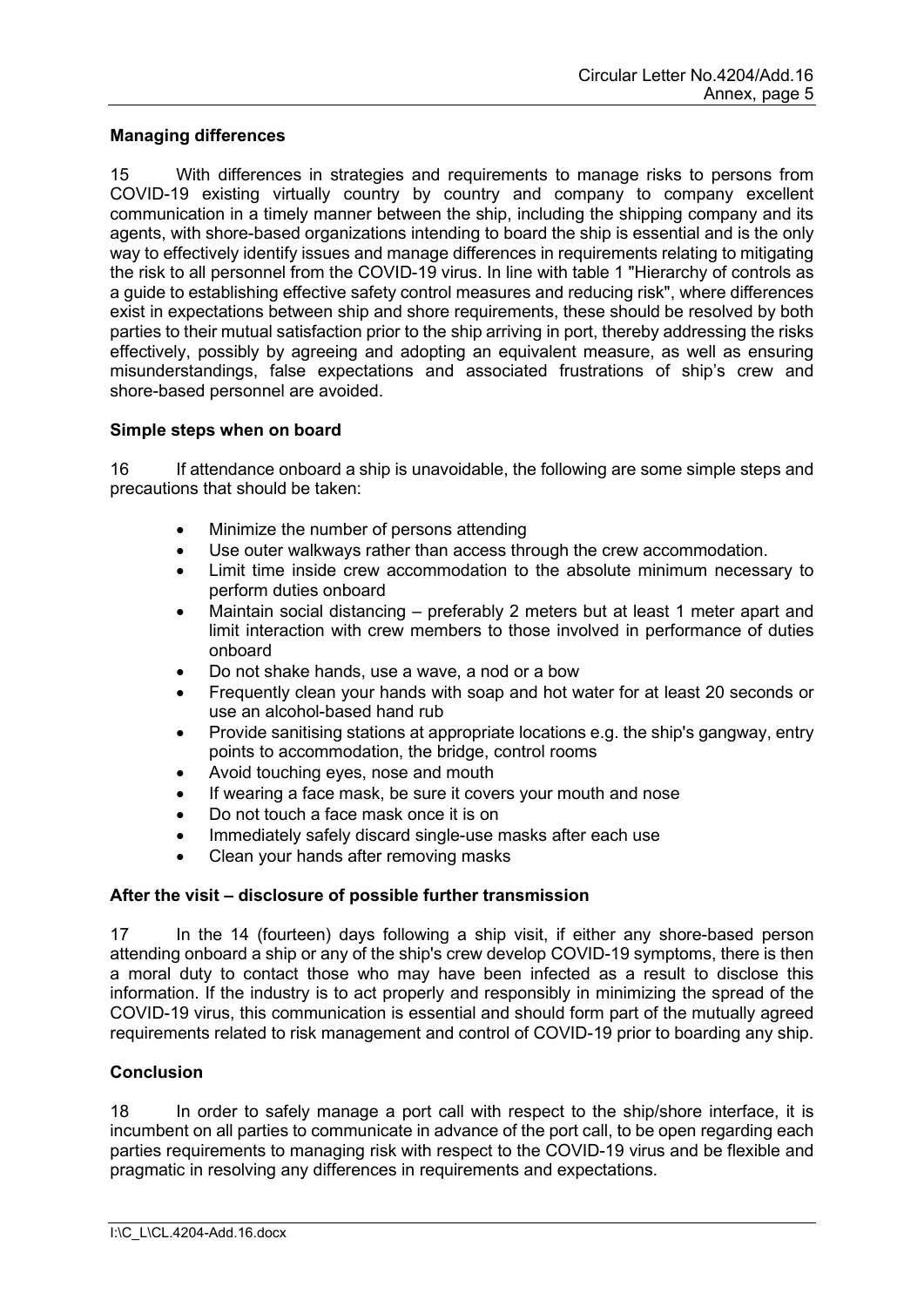**Managing differences**

15 With differences in strategies and requirements to manage risks to persons from COVID-19 existing virtually country by country and company to company excellent communication in a timely manner between the ship, including the shipping company and its agents, with shore-based organizations intending to board the ship is essential and is the only way to effectively identify issues and manage differences in requirements relating to mitigating the risk to all personnel from the COVID-19 virus. In line with table 1 "Hierarchy of controls as a guide to establishing effective safety control measures and reducing risk", where differences exist in expectations between ship and shore requirements, these should be resolved by both parties to their mutual satisfaction prior to the ship arriving in port, thereby addressing the risks effectively, possibly by agreeing and adopting an equivalent measure, as well as ensuring misunderstandings, false expectations and associated frustrations of ship's crew and shore-based personnel are avoided.

**Simple steps when on board**

16 If attendance onboard a ship is unavoidable, the following are some simple steps and precautions that should be taken:

- Minimize the number of persons attending
- Use outer walkways rather than access through the crew accommodation.
- Limit time inside crew accommodation to the absolute minimum necessary to perform duties onboard
- Maintain social distancing – preferably 2 meters but at least 1 meter apart and limit interaction with crew members to those involved in performance of duties onboard
- Do not shake hands, use a wave, a nod or a bow
- Frequently clean your hands with soap and hot water for at least 20 seconds or use an alcohol-based hand rub
- Provide sanitising stations at appropriate locations e.g. the ship's gangway, entry points to accommodation, the bridge, control rooms
- Avoid touching eyes, nose and mouth
- If wearing a face mask, be sure it covers your mouth and nose
- Do not touch a face mask once it is on
- Immediately safely discard single-use masks after each use
- Clean your hands after removing masks

**After the visit – disclosure of possible further transmission**

17 In the 14 (fourteen) days following a ship visit, if either any shore-based person attending onboard a ship or any of the ship's crew develop COVID-19 symptoms, there is then a moral duty to contact those who may have been infected as a result to disclose this information. If the industry is to act properly and responsibly in minimizing the spread of the COVID-19 virus, this communication is essential and should form part of the mutually agreed requirements related to risk management and control of COVID-19 prior to boarding any ship.

**Conclusion**

18 In order to safely manage a port call with respect to the ship/shore interface, it is incumbent on all parties to communicate in advance of the port call, to be open regarding each parties requirements to managing risk with respect to the COVID-19 virus and be flexible and pragmatic in resolving any differences in requirements and expectations.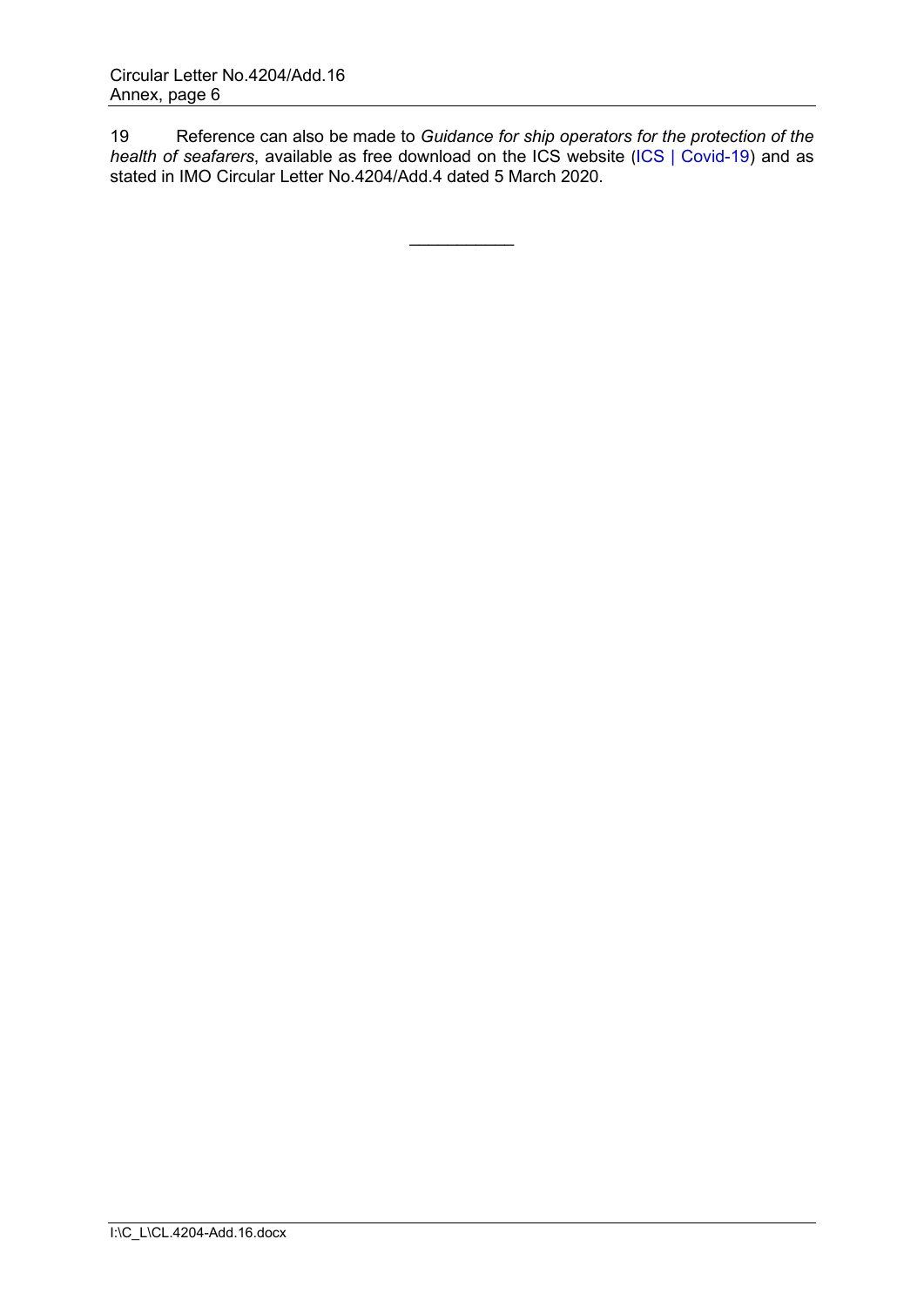19 Reference can also be made to *Guidance for ship operators for the protection of the health of seafarers*, available as free download on the ICS website (ICS | Covid-19) and as stated in IMO Circular Letter No.4204/Add.4 dated 5 March 2020.

___________